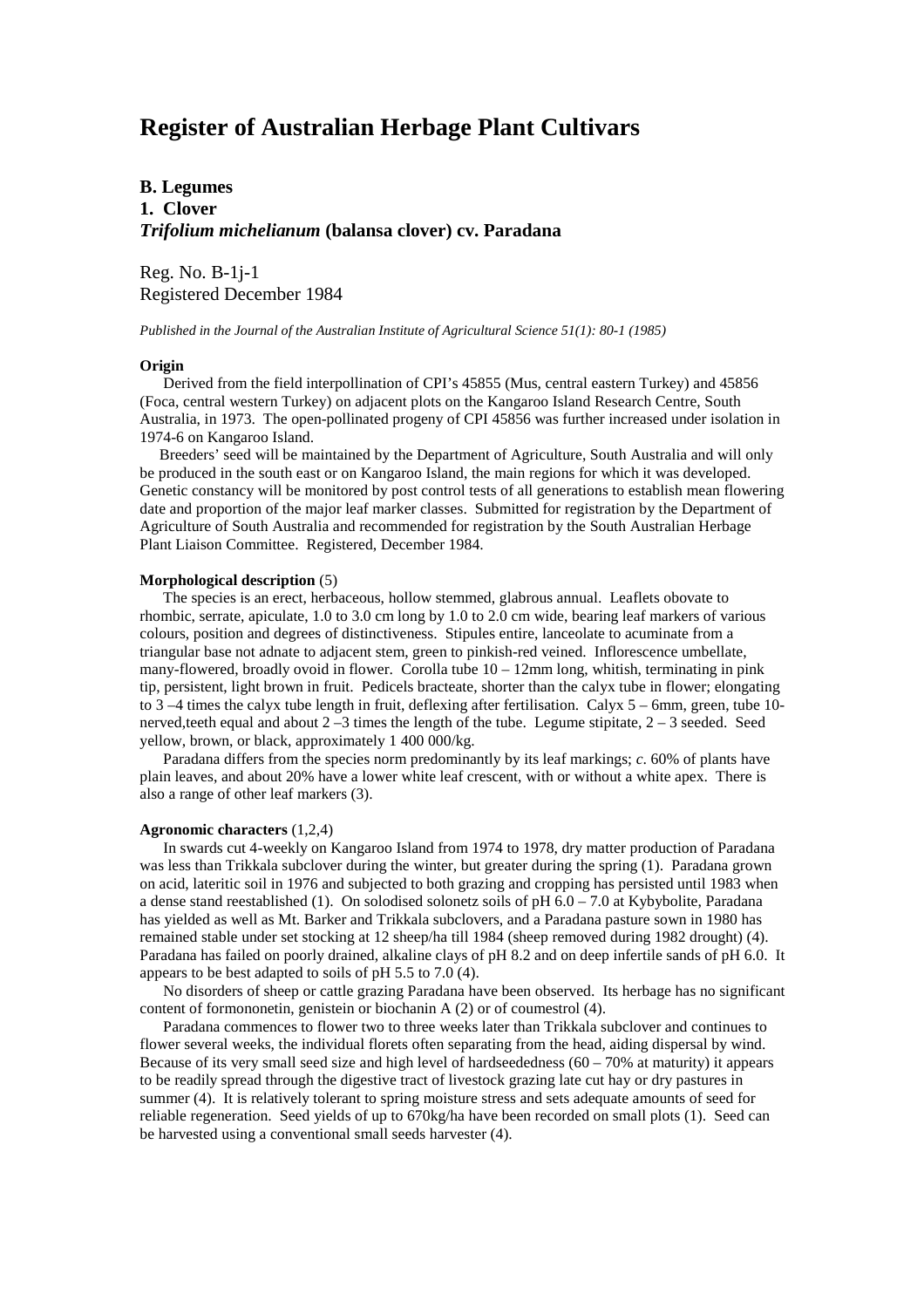# Register of Australian Herbage Plant Cultivars

**B. Legumes**
**1. Clover**
***Trifolium michelianum* (balansa clover) cv. Paradana**

Reg. No. B-1j-1
Registered December 1984

*Published in the Journal of the Australian Institute of Agricultural Science 51(1): 80-1 (1985)*

**Origin**

Derived from the field interpollination of CPI's 45855 (Mus, central eastern Turkey) and 45856 (Foca, central western Turkey) on adjacent plots on the Kangaroo Island Research Centre, South Australia, in 1973. The open-pollinated progeny of CPI 45856 was further increased under isolation in 1974-6 on Kangaroo Island.

Breeders' seed will be maintained by the Department of Agriculture, South Australia and will only be produced in the south east or on Kangaroo Island, the main regions for which it was developed. Genetic constancy will be monitored by post control tests of all generations to establish mean flowering date and proportion of the major leaf marker classes. Submitted for registration by the Department of Agriculture of South Australia and recommended for registration by the South Australian Herbage Plant Liaison Committee. Registered, December 1984.

**Morphological description** (5)

The species is an erect, herbaceous, hollow stemmed, glabrous annual. Leaflets obovate to rhombic, serrate, apiculate, 1.0 to 3.0 cm long by 1.0 to 2.0 cm wide, bearing leaf markers of various colours, position and degrees of distinctiveness. Stipules entire, lanceolate to acuminate from a triangular base not adnate to adjacent stem, green to pinkish-red veined. Inflorescence umbellate, many-flowered, broadly ovoid in flower. Corolla tube 10 – 12mm long, whitish, terminating in pink tip, persistent, light brown in fruit. Pedicels bracteate, shorter than the calyx tube in flower; elongating to 3 –4 times the calyx tube length in fruit, deflexing after fertilisation. Calyx 5 – 6mm, green, tube 10-nerved,teeth equal and about 2 –3 times the length of the tube. Legume stipitate, 2 – 3 seeded. Seed yellow, brown, or black, approximately 1 400 000/kg.

Paradana differs from the species norm predominantly by its leaf markings; *c*. 60% of plants have plain leaves, and about 20% have a lower white leaf crescent, with or without a white apex. There is also a range of other leaf markers (3).

**Agronomic characters** (1,2,4)

In swards cut 4-weekly on Kangaroo Island from 1974 to 1978, dry matter production of Paradana was less than Trikkala subclover during the winter, but greater during the spring (1). Paradana grown on acid, lateritic soil in 1976 and subjected to both grazing and cropping has persisted until 1983 when a dense stand reestablished (1). On solodised solonetz soils of pH 6.0 – 7.0 at Kybybolite, Paradana has yielded as well as Mt. Barker and Trikkala subclovers, and a Paradana pasture sown in 1980 has remained stable under set stocking at 12 sheep/ha till 1984 (sheep removed during 1982 drought) (4). Paradana has failed on poorly drained, alkaline clays of pH 8.2 and on deep infertile sands of pH 6.0. It appears to be best adapted to soils of pH 5.5 to 7.0 (4).

No disorders of sheep or cattle grazing Paradana have been observed. Its herbage has no significant content of formononetin, genistein or biochanin A (2) or of coumestrol (4).

Paradana commences to flower two to three weeks later than Trikkala subclover and continues to flower several weeks, the individual florets often separating from the head, aiding dispersal by wind. Because of its very small seed size and high level of hardseededness (60 – 70% at maturity) it appears to be readily spread through the digestive tract of livestock grazing late cut hay or dry pastures in summer (4). It is relatively tolerant to spring moisture stress and sets adequate amounts of seed for reliable regeneration. Seed yields of up to 670kg/ha have been recorded on small plots (1). Seed can be harvested using a conventional small seeds harvester (4).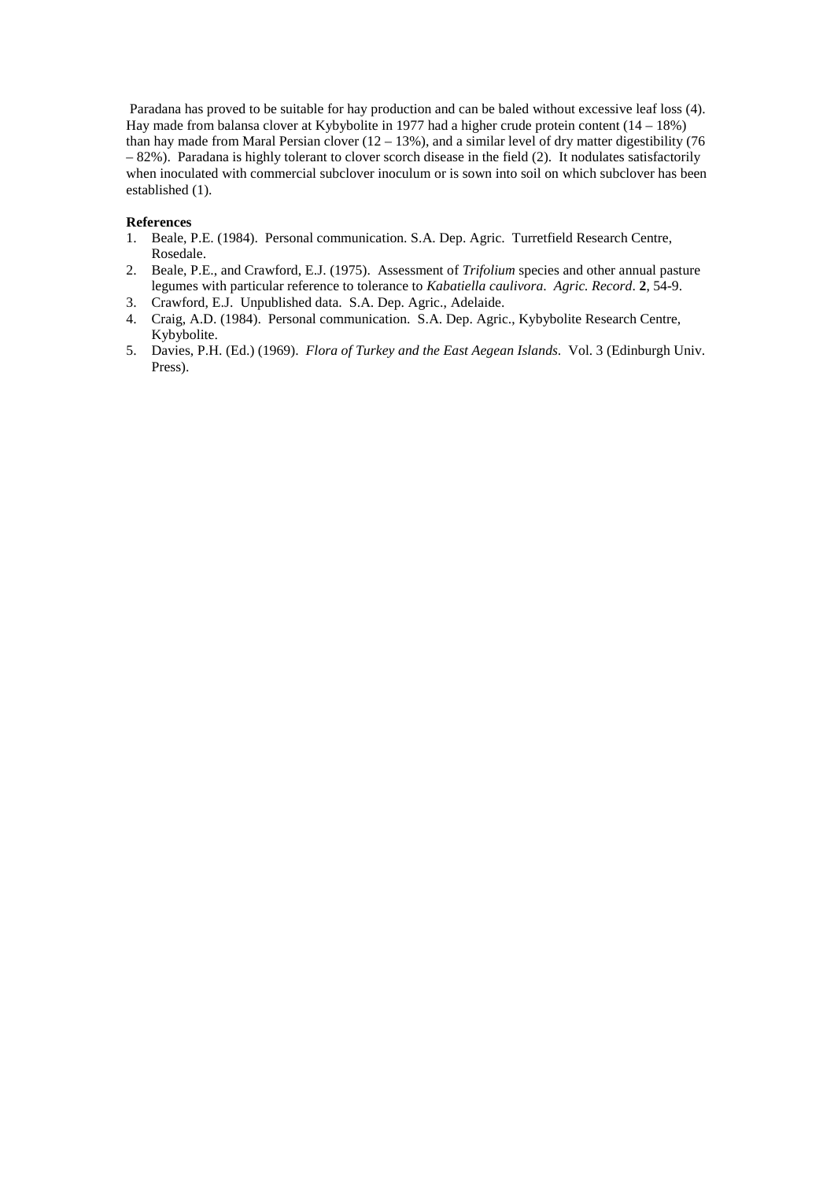Paradana has proved to be suitable for hay production and can be baled without excessive leaf loss (4). Hay made from balansa clover at Kybybolite in 1977 had a higher crude protein content (14 – 18%) than hay made from Maral Persian clover (12 – 13%), and a similar level of dry matter digestibility (76 – 82%). Paradana is highly tolerant to clover scorch disease in the field (2). It nodulates satisfactorily when inoculated with commercial subclover inoculum or is sown into soil on which subclover has been established (1).

**References**

1. Beale, P.E. (1984). Personal communication. S.A. Dep. Agric. Turretfield Research Centre, Rosedale.
2. Beale, P.E., and Crawford, E.J. (1975). Assessment of *Trifolium* species and other annual pasture legumes with particular reference to tolerance to *Kabatiella caulivora*. *Agric. Record*. **2**, 54-9.
3. Crawford, E.J. Unpublished data. S.A. Dep. Agric., Adelaide.
4. Craig, A.D. (1984). Personal communication. S.A. Dep. Agric., Kybybolite Research Centre, Kybybolite.
5. Davies, P.H. (Ed.) (1969). *Flora of Turkey and the East Aegean Islands*. Vol. 3 (Edinburgh Univ. Press).